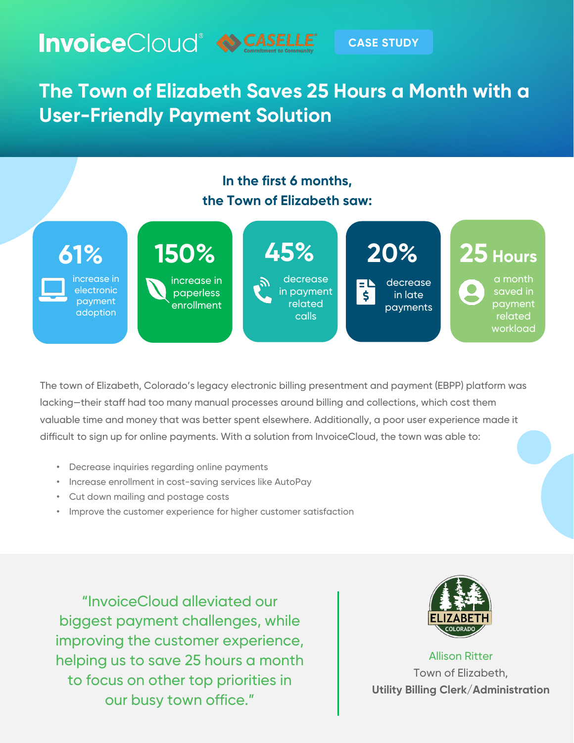InvoiceCloud® CASELLE® Commitment to Community

CASE STUDY

# The Town of Elizabeth Saves 25 Hours a Month with a User-Friendly Payment Solution

**In the first 6 months, the Town of Elizabeth saw:**

- **61%** increase in electronic payment adoption
- **150%** increase in paperless enrollment
- **45%** decrease in payment related calls
- **20%** decrease in late payments
- **25 Hours** a month saved in payment related workload

The town of Elizabeth, Colorado's legacy electronic billing presentment and payment (EBPP) platform was lacking—their staff had too many manual processes around billing and collections, which cost them valuable time and money that was better spent elsewhere. Additionally, a poor user experience made it difficult to sign up for online payments. With a solution from InvoiceCloud, the town was able to:

- Decrease inquiries regarding online payments
- Increase enrollment in cost-saving services like AutoPay
- Cut down mailing and postage costs
- Improve the customer experience for higher customer satisfaction

> "InvoiceCloud alleviated our biggest payment challenges, while improving the customer experience, helping us to save 25 hours a month to focus on other top priorities in our busy town office."

ELIZABETH COLORADO

Allison Ritter
Town of Elizabeth,
**Utility Billing Clerk/Administration**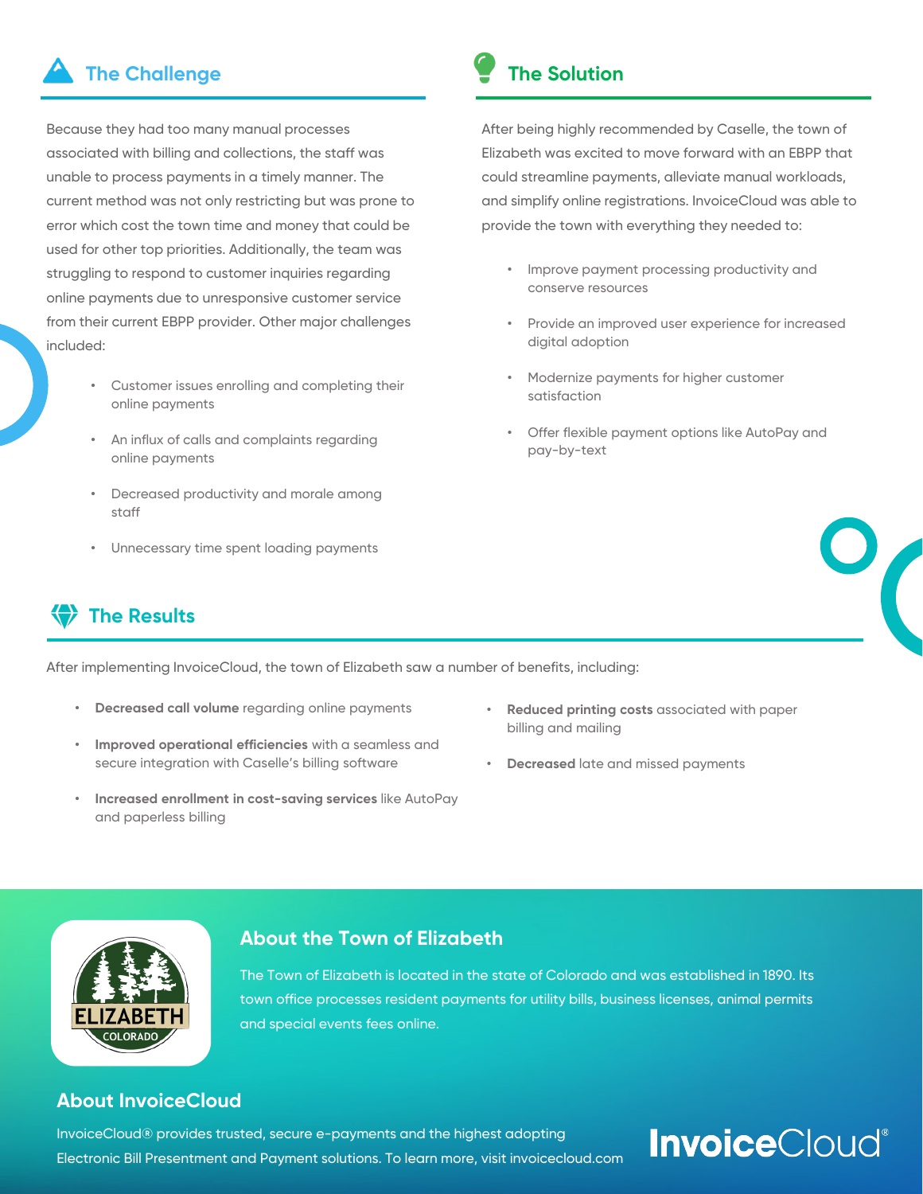## The Challenge

Because they had too many manual processes associated with billing and collections, the staff was unable to process payments in a timely manner. The current method was not only restricting but was prone to error which cost the town time and money that could be used for other top priorities. Additionally, the team was struggling to respond to customer inquiries regarding online payments due to unresponsive customer service from their current EBPP provider. Other major challenges included:

- Customer issues enrolling and completing their online payments
- An influx of calls and complaints regarding online payments
- Decreased productivity and morale among staff
- Unnecessary time spent loading payments

## The Solution

After being highly recommended by Caselle, the town of Elizabeth was excited to move forward with an EBPP that could streamline payments, alleviate manual workloads, and simplify online registrations. InvoiceCloud was able to provide the town with everything they needed to:

- Improve payment processing productivity and conserve resources
- Provide an improved user experience for increased digital adoption
- Modernize payments for higher customer satisfaction
- Offer flexible payment options like AutoPay and pay-by-text

## The Results

After implementing InvoiceCloud, the town of Elizabeth saw a number of benefits, including:

- **Decreased call volume** regarding online payments
- **Improved operational efficiencies** with a seamless and secure integration with Caselle's billing software
- **Increased enrollment in cost-saving services** like AutoPay and paperless billing
- **Reduced printing costs** associated with paper billing and mailing
- **Decreased** late and missed payments

## About the Town of Elizabeth

The Town of Elizabeth is located in the state of Colorado and was established in 1890. Its town office processes resident payments for utility bills, business licenses, animal permits and special events fees online.

## About InvoiceCloud

InvoiceCloud® provides trusted, secure e-payments and the highest adopting Electronic Bill Presentment and Payment solutions. To learn more, visit invoicecloud.com